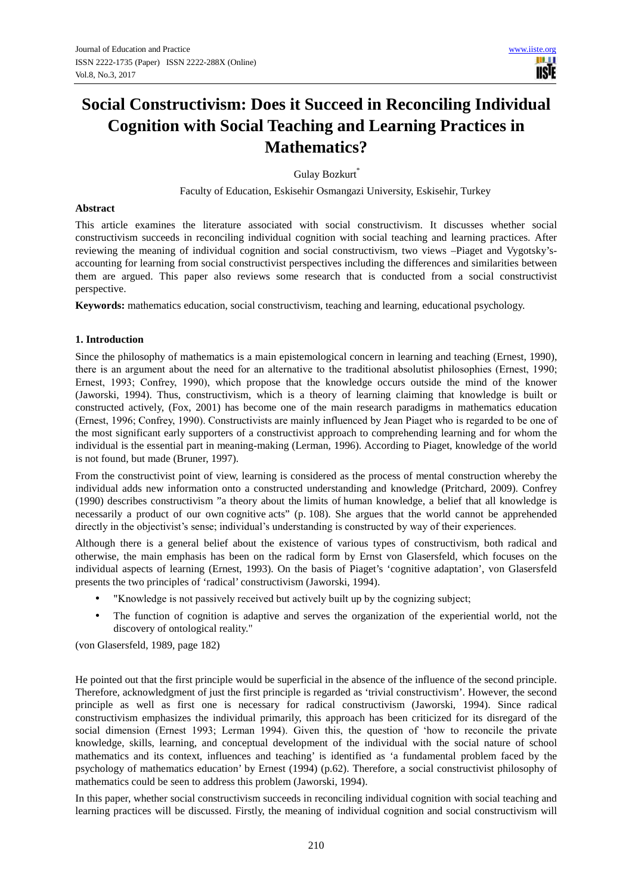# Social Constructivism: Does it Succeed in Reconciling Individual Cognition with Social Teaching and Learning Practices in Mathematics?

Gulay Bozkurt*

Faculty of Education, Eskisehir Osmangazi University, Eskisehir, Turkey

**Abstract**

This article examines the literature associated with social constructivism. It discusses whether social constructivism succeeds in reconciling individual cognition with social teaching and learning practices. After reviewing the meaning of individual cognition and social constructivism, two views –Piaget and Vygotsky's- accounting for learning from social constructivist perspectives including the differences and similarities between them are argued. This paper also reviews some research that is conducted from a social constructivist perspective.

**Keywords:** mathematics education, social constructivism, teaching and learning, educational psychology.

## 1. Introduction

Since the philosophy of mathematics is a main epistemological concern in learning and teaching (Ernest, 1990), there is an argument about the need for an alternative to the traditional absolutist philosophies (Ernest, 1990; Ernest, 1993; Confrey, 1990), which propose that the knowledge occurs outside the mind of the knower (Jaworski, 1994). Thus, constructivism, which is a theory of learning claiming that knowledge is built or constructed actively, (Fox, 2001) has become one of the main research paradigms in mathematics education (Ernest, 1996; Confrey, 1990). Constructivists are mainly influenced by Jean Piaget who is regarded to be one of the most significant early supporters of a constructivist approach to comprehending learning and for whom the individual is the essential part in meaning-making (Lerman, 1996). According to Piaget, knowledge of the world is not found, but made (Bruner, 1997).

From the constructivist point of view, learning is considered as the process of mental construction whereby the individual adds new information onto a constructed understanding and knowledge (Pritchard, 2009). Confrey (1990) describes constructivism "a theory about the limits of human knowledge, a belief that all knowledge is necessarily a product of our own cognitive acts" (p. 108). She argues that the world cannot be apprehended directly in the objectivist's sense; individual's understanding is constructed by way of their experiences.

Although there is a general belief about the existence of various types of constructivism, both radical and otherwise, the main emphasis has been on the radical form by Ernst von Glasersfeld, which focuses on the individual aspects of learning (Ernest, 1993). On the basis of Piaget's 'cognitive adaptation', von Glasersfeld presents the two principles of 'radical' constructivism (Jaworski, 1994).

- "Knowledge is not passively received but actively built up by the cognizing subject;
- The function of cognition is adaptive and serves the organization of the experiential world, not the discovery of ontological reality."

(von Glasersfeld, 1989, page 182)

He pointed out that the first principle would be superficial in the absence of the influence of the second principle. Therefore, acknowledgment of just the first principle is regarded as 'trivial constructivism'. However, the second principle as well as first one is necessary for radical constructivism (Jaworski, 1994). Since radical constructivism emphasizes the individual primarily, this approach has been criticized for its disregard of the social dimension (Ernest 1993; Lerman 1994). Given this, the question of 'how to reconcile the private knowledge, skills, learning, and conceptual development of the individual with the social nature of school mathematics and its context, influences and teaching' is identified as 'a fundamental problem faced by the psychology of mathematics education' by Ernest (1994) (p.62). Therefore, a social constructivist philosophy of mathematics could be seen to address this problem (Jaworski, 1994).

In this paper, whether social constructivism succeeds in reconciling individual cognition with social teaching and learning practices will be discussed. Firstly, the meaning of individual cognition and social constructivism will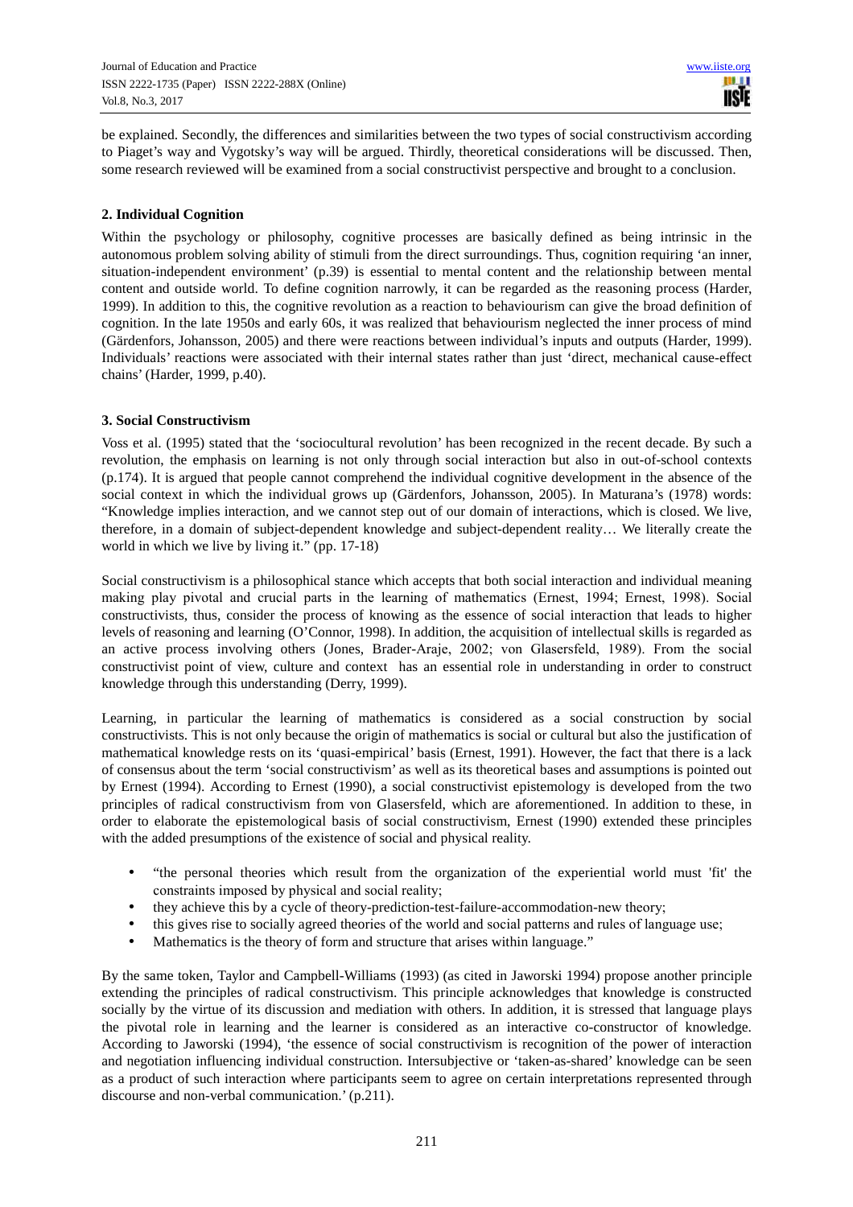be explained. Secondly, the differences and similarities between the two types of social constructivism according to Piaget's way and Vygotsky's way will be argued. Thirdly, theoretical considerations will be discussed. Then, some research reviewed will be examined from a social constructivist perspective and brought to a conclusion.

## 2. Individual Cognition

Within the psychology or philosophy, cognitive processes are basically defined as being intrinsic in the autonomous problem solving ability of stimuli from the direct surroundings. Thus, cognition requiring 'an inner, situation-independent environment' (p.39) is essential to mental content and the relationship between mental content and outside world. To define cognition narrowly, it can be regarded as the reasoning process (Harder, 1999). In addition to this, the cognitive revolution as a reaction to behaviourism can give the broad definition of cognition. In the late 1950s and early 60s, it was realized that behaviourism neglected the inner process of mind (Gärdenfors, Johansson, 2005) and there were reactions between individual's inputs and outputs (Harder, 1999). Individuals' reactions were associated with their internal states rather than just 'direct, mechanical cause-effect chains' (Harder, 1999, p.40).

## 3. Social Constructivism

Voss et al. (1995) stated that the 'sociocultural revolution' has been recognized in the recent decade. By such a revolution, the emphasis on learning is not only through social interaction but also in out-of-school contexts (p.174). It is argued that people cannot comprehend the individual cognitive development in the absence of the social context in which the individual grows up (Gärdenfors, Johansson, 2005). In Maturana's (1978) words: "Knowledge implies interaction, and we cannot step out of our domain of interactions, which is closed. We live, therefore, in a domain of subject-dependent knowledge and subject-dependent reality… We literally create the world in which we live by living it." (pp. 17-18)

Social constructivism is a philosophical stance which accepts that both social interaction and individual meaning making play pivotal and crucial parts in the learning of mathematics (Ernest, 1994; Ernest, 1998). Social constructivists, thus, consider the process of knowing as the essence of social interaction that leads to higher levels of reasoning and learning (O'Connor, 1998). In addition, the acquisition of intellectual skills is regarded as an active process involving others (Jones, Brader-Araje, 2002; von Glasersfeld, 1989). From the social constructivist point of view, culture and context has an essential role in understanding in order to construct knowledge through this understanding (Derry, 1999).

Learning, in particular the learning of mathematics is considered as a social construction by social constructivists. This is not only because the origin of mathematics is social or cultural but also the justification of mathematical knowledge rests on its 'quasi-empirical' basis (Ernest, 1991). However, the fact that there is a lack of consensus about the term 'social constructivism' as well as its theoretical bases and assumptions is pointed out by Ernest (1994). According to Ernest (1990), a social constructivist epistemology is developed from the two principles of radical constructivism from von Glasersfeld, which are aforementioned. In addition to these, in order to elaborate the epistemological basis of social constructivism, Ernest (1990) extended these principles with the added presumptions of the existence of social and physical reality.

- "the personal theories which result from the organization of the experiential world must 'fit' the constraints imposed by physical and social reality;
- they achieve this by a cycle of theory-prediction-test-failure-accommodation-new theory;
- this gives rise to socially agreed theories of the world and social patterns and rules of language use;
- Mathematics is the theory of form and structure that arises within language."

By the same token, Taylor and Campbell-Williams (1993) (as cited in Jaworski 1994) propose another principle extending the principles of radical constructivism. This principle acknowledges that knowledge is constructed socially by the virtue of its discussion and mediation with others. In addition, it is stressed that language plays the pivotal role in learning and the learner is considered as an interactive co-constructor of knowledge. According to Jaworski (1994), 'the essence of social constructivism is recognition of the power of interaction and negotiation influencing individual construction. Intersubjective or 'taken-as-shared' knowledge can be seen as a product of such interaction where participants seem to agree on certain interpretations represented through discourse and non-verbal communication.' (p.211).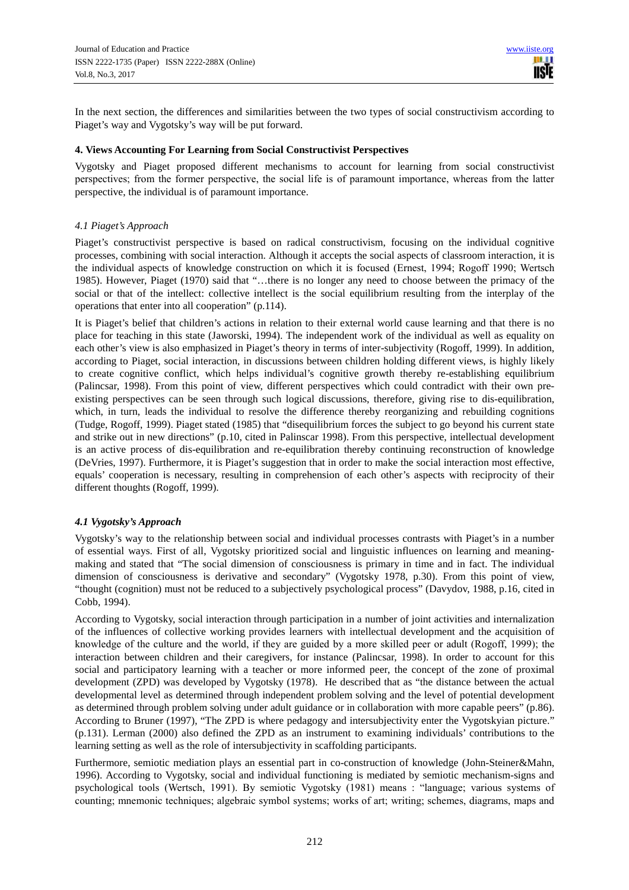In the next section, the differences and similarities between the two types of social constructivism according to Piaget's way and Vygotsky's way will be put forward.

## 4. Views Accounting For Learning from Social Constructivist Perspectives

Vygotsky and Piaget proposed different mechanisms to account for learning from social constructivist perspectives; from the former perspective, the social life is of paramount importance, whereas from the latter perspective, the individual is of paramount importance.

### *4.1 Piaget's Approach*

Piaget's constructivist perspective is based on radical constructivism, focusing on the individual cognitive processes, combining with social interaction. Although it accepts the social aspects of classroom interaction, it is the individual aspects of knowledge construction on which it is focused (Ernest, 1994; Rogoff 1990; Wertsch 1985). However, Piaget (1970) said that "…there is no longer any need to choose between the primacy of the social or that of the intellect: collective intellect is the social equilibrium resulting from the interplay of the operations that enter into all cooperation" (p.114).

It is Piaget's belief that children's actions in relation to their external world cause learning and that there is no place for teaching in this state (Jaworski, 1994). The independent work of the individual as well as equality on each other's view is also emphasized in Piaget's theory in terms of inter-subjectivity (Rogoff, 1999). In addition, according to Piaget, social interaction, in discussions between children holding different views, is highly likely to create cognitive conflict, which helps individual's cognitive growth thereby re-establishing equilibrium (Palincsar, 1998). From this point of view, different perspectives which could contradict with their own pre-existing perspectives can be seen through such logical discussions, therefore, giving rise to dis-equilibration, which, in turn, leads the individual to resolve the difference thereby reorganizing and rebuilding cognitions (Tudge, Rogoff, 1999). Piaget stated (1985) that "disequilibrium forces the subject to go beyond his current state and strike out in new directions" (p.10, cited in Palinscar 1998). From this perspective, intellectual development is an active process of dis-equilibration and re-equilibration thereby continuing reconstruction of knowledge (DeVries, 1997). Furthermore, it is Piaget's suggestion that in order to make the social interaction most effective, equals' cooperation is necessary, resulting in comprehension of each other's aspects with reciprocity of their different thoughts (Rogoff, 1999).

### ***4.1 Vygotsky's Approach***

Vygotsky's way to the relationship between social and individual processes contrasts with Piaget's in a number of essential ways. First of all, Vygotsky prioritized social and linguistic influences on learning and meaning-making and stated that "The social dimension of consciousness is primary in time and in fact. The individual dimension of consciousness is derivative and secondary" (Vygotsky 1978, p.30). From this point of view, "thought (cognition) must not be reduced to a subjectively psychological process" (Davydov, 1988, p.16, cited in Cobb, 1994).

According to Vygotsky, social interaction through participation in a number of joint activities and internalization of the influences of collective working provides learners with intellectual development and the acquisition of knowledge of the culture and the world, if they are guided by a more skilled peer or adult (Rogoff, 1999); the interaction between children and their caregivers, for instance (Palincsar, 1998). In order to account for this social and participatory learning with a teacher or more informed peer, the concept of the zone of proximal development (ZPD) was developed by Vygotsky (1978). He described that as "the distance between the actual developmental level as determined through independent problem solving and the level of potential development as determined through problem solving under adult guidance or in collaboration with more capable peers" (p.86). According to Bruner (1997), "The ZPD is where pedagogy and intersubjectivity enter the Vygotskyian picture." (p.131). Lerman (2000) also defined the ZPD as an instrument to examining individuals' contributions to the learning setting as well as the role of intersubjectivity in scaffolding participants.

Furthermore, semiotic mediation plays an essential part in co-construction of knowledge (John-Steiner&Mahn, 1996). According to Vygotsky, social and individual functioning is mediated by semiotic mechanism-signs and psychological tools (Wertsch, 1991). By semiotic Vygotsky (1981) means : "language; various systems of counting; mnemonic techniques; algebraic symbol systems; works of art; writing; schemes, diagrams, maps and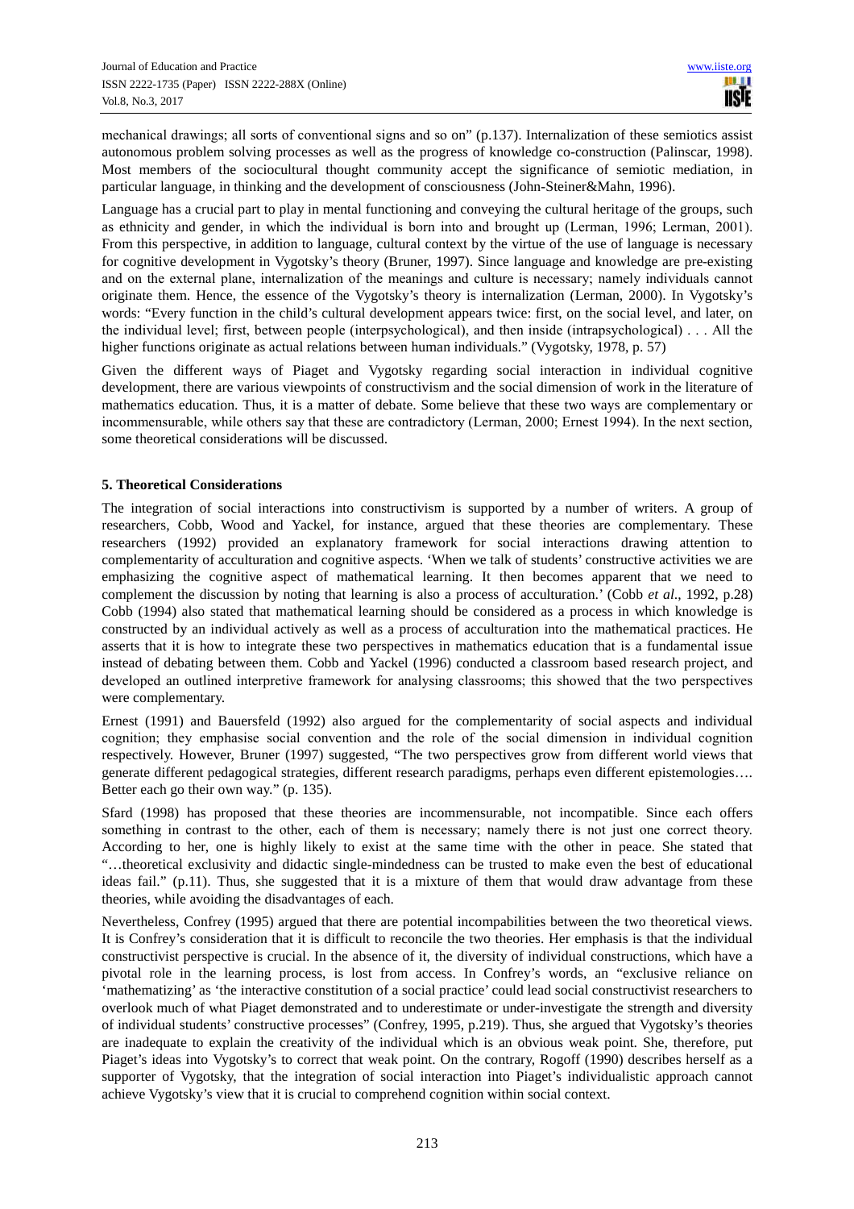mechanical drawings; all sorts of conventional signs and so on" (p.137). Internalization of these semiotics assist autonomous problem solving processes as well as the progress of knowledge co-construction (Palinscar, 1998). Most members of the sociocultural thought community accept the significance of semiotic mediation, in particular language, in thinking and the development of consciousness (John-Steiner&Mahn, 1996).

Language has a crucial part to play in mental functioning and conveying the cultural heritage of the groups, such as ethnicity and gender, in which the individual is born into and brought up (Lerman, 1996; Lerman, 2001). From this perspective, in addition to language, cultural context by the virtue of the use of language is necessary for cognitive development in Vygotsky's theory (Bruner, 1997). Since language and knowledge are pre-existing and on the external plane, internalization of the meanings and culture is necessary; namely individuals cannot originate them. Hence, the essence of the Vygotsky's theory is internalization (Lerman, 2000). In Vygotsky's words: "Every function in the child's cultural development appears twice: first, on the social level, and later, on the individual level; first, between people (interpsychological), and then inside (intrapsychological) . . . All the higher functions originate as actual relations between human individuals." (Vygotsky, 1978, p. 57)

Given the different ways of Piaget and Vygotsky regarding social interaction in individual cognitive development, there are various viewpoints of constructivism and the social dimension of work in the literature of mathematics education. Thus, it is a matter of debate. Some believe that these two ways are complementary or incommensurable, while others say that these are contradictory (Lerman, 2000; Ernest 1994). In the next section, some theoretical considerations will be discussed.

## 5. Theoretical Considerations

The integration of social interactions into constructivism is supported by a number of writers. A group of researchers, Cobb, Wood and Yackel, for instance, argued that these theories are complementary. These researchers (1992) provided an explanatory framework for social interactions drawing attention to complementarity of acculturation and cognitive aspects. 'When we talk of students' constructive activities we are emphasizing the cognitive aspect of mathematical learning. It then becomes apparent that we need to complement the discussion by noting that learning is also a process of acculturation.' (Cobb *et al.*, 1992, p.28) Cobb (1994) also stated that mathematical learning should be considered as a process in which knowledge is constructed by an individual actively as well as a process of acculturation into the mathematical practices. He asserts that it is how to integrate these two perspectives in mathematics education that is a fundamental issue instead of debating between them. Cobb and Yackel (1996) conducted a classroom based research project, and developed an outlined interpretive framework for analysing classrooms; this showed that the two perspectives were complementary.

Ernest (1991) and Bauersfeld (1992) also argued for the complementarity of social aspects and individual cognition; they emphasise social convention and the role of the social dimension in individual cognition respectively. However, Bruner (1997) suggested, "The two perspectives grow from different world views that generate different pedagogical strategies, different research paradigms, perhaps even different epistemologies…. Better each go their own way." (p. 135).

Sfard (1998) has proposed that these theories are incommensurable, not incompatible. Since each offers something in contrast to the other, each of them is necessary; namely there is not just one correct theory. According to her, one is highly likely to exist at the same time with the other in peace. She stated that "…theoretical exclusivity and didactic single-mindedness can be trusted to make even the best of educational ideas fail." (p.11). Thus, she suggested that it is a mixture of them that would draw advantage from these theories, while avoiding the disadvantages of each.

Nevertheless, Confrey (1995) argued that there are potential incompabilities between the two theoretical views. It is Confrey's consideration that it is difficult to reconcile the two theories. Her emphasis is that the individual constructivist perspective is crucial. In the absence of it, the diversity of individual constructions, which have a pivotal role in the learning process, is lost from access. In Confrey's words, an "exclusive reliance on 'mathematizing' as 'the interactive constitution of a social practice' could lead social constructivist researchers to overlook much of what Piaget demonstrated and to underestimate or under-investigate the strength and diversity of individual students' constructive processes" (Confrey, 1995, p.219). Thus, she argued that Vygotsky's theories are inadequate to explain the creativity of the individual which is an obvious weak point. She, therefore, put Piaget's ideas into Vygotsky's to correct that weak point. On the contrary, Rogoff (1990) describes herself as a supporter of Vygotsky, that the integration of social interaction into Piaget's individualistic approach cannot achieve Vygotsky's view that it is crucial to comprehend cognition within social context.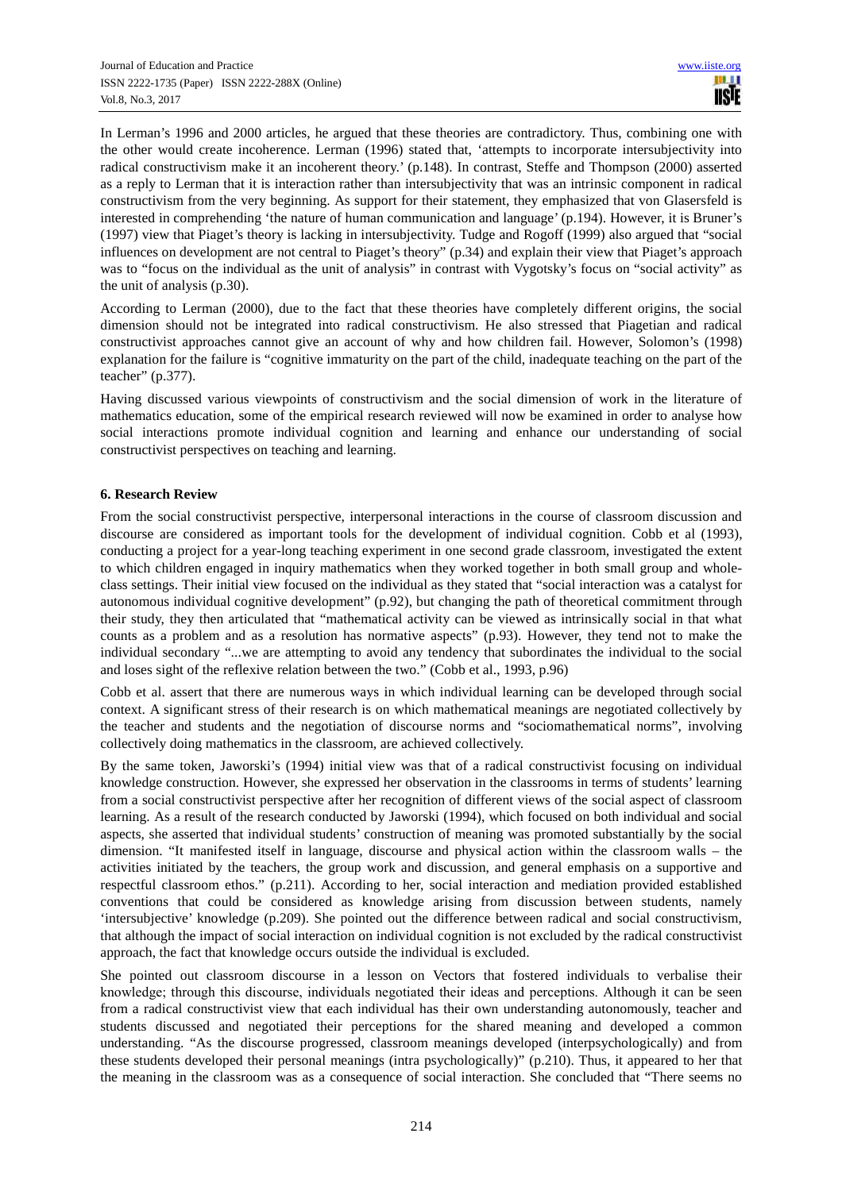In Lerman's 1996 and 2000 articles, he argued that these theories are contradictory. Thus, combining one with the other would create incoherence. Lerman (1996) stated that, 'attempts to incorporate intersubjectivity into radical constructivism make it an incoherent theory.' (p.148). In contrast, Steffe and Thompson (2000) asserted as a reply to Lerman that it is interaction rather than intersubjectivity that was an intrinsic component in radical constructivism from the very beginning. As support for their statement, they emphasized that von Glasersfeld is interested in comprehending 'the nature of human communication and language' (p.194). However, it is Bruner's (1997) view that Piaget's theory is lacking in intersubjectivity. Tudge and Rogoff (1999) also argued that "social influences on development are not central to Piaget's theory" (p.34) and explain their view that Piaget's approach was to "focus on the individual as the unit of analysis" in contrast with Vygotsky's focus on "social activity" as the unit of analysis (p.30).

According to Lerman (2000), due to the fact that these theories have completely different origins, the social dimension should not be integrated into radical constructivism. He also stressed that Piagetian and radical constructivist approaches cannot give an account of why and how children fail. However, Solomon's (1998) explanation for the failure is "cognitive immaturity on the part of the child, inadequate teaching on the part of the teacher" (p.377).

Having discussed various viewpoints of constructivism and the social dimension of work in the literature of mathematics education, some of the empirical research reviewed will now be examined in order to analyse how social interactions promote individual cognition and learning and enhance our understanding of social constructivist perspectives on teaching and learning.

## 6. Research Review

From the social constructivist perspective, interpersonal interactions in the course of classroom discussion and discourse are considered as important tools for the development of individual cognition. Cobb et al (1993), conducting a project for a year-long teaching experiment in one second grade classroom, investigated the extent to which children engaged in inquiry mathematics when they worked together in both small group and whole-class settings. Their initial view focused on the individual as they stated that "social interaction was a catalyst for autonomous individual cognitive development" (p.92), but changing the path of theoretical commitment through their study, they then articulated that "mathematical activity can be viewed as intrinsically social in that what counts as a problem and as a resolution has normative aspects" (p.93). However, they tend not to make the individual secondary "...we are attempting to avoid any tendency that subordinates the individual to the social and loses sight of the reflexive relation between the two." (Cobb et al., 1993, p.96)

Cobb et al. assert that there are numerous ways in which individual learning can be developed through social context. A significant stress of their research is on which mathematical meanings are negotiated collectively by the teacher and students and the negotiation of discourse norms and "sociomathematical norms", involving collectively doing mathematics in the classroom, are achieved collectively.

By the same token, Jaworski's (1994) initial view was that of a radical constructivist focusing on individual knowledge construction. However, she expressed her observation in the classrooms in terms of students' learning from a social constructivist perspective after her recognition of different views of the social aspect of classroom learning. As a result of the research conducted by Jaworski (1994), which focused on both individual and social aspects, she asserted that individual students' construction of meaning was promoted substantially by the social dimension. "It manifested itself in language, discourse and physical action within the classroom walls – the activities initiated by the teachers, the group work and discussion, and general emphasis on a supportive and respectful classroom ethos." (p.211). According to her, social interaction and mediation provided established conventions that could be considered as knowledge arising from discussion between students, namely 'intersubjective' knowledge (p.209). She pointed out the difference between radical and social constructivism, that although the impact of social interaction on individual cognition is not excluded by the radical constructivist approach, the fact that knowledge occurs outside the individual is excluded.

She pointed out classroom discourse in a lesson on Vectors that fostered individuals to verbalise their knowledge; through this discourse, individuals negotiated their ideas and perceptions. Although it can be seen from a radical constructivist view that each individual has their own understanding autonomously, teacher and students discussed and negotiated their perceptions for the shared meaning and developed a common understanding. "As the discourse progressed, classroom meanings developed (interpsychologically) and from these students developed their personal meanings (intra psychologically)" (p.210). Thus, it appeared to her that the meaning in the classroom was as a consequence of social interaction. She concluded that "There seems no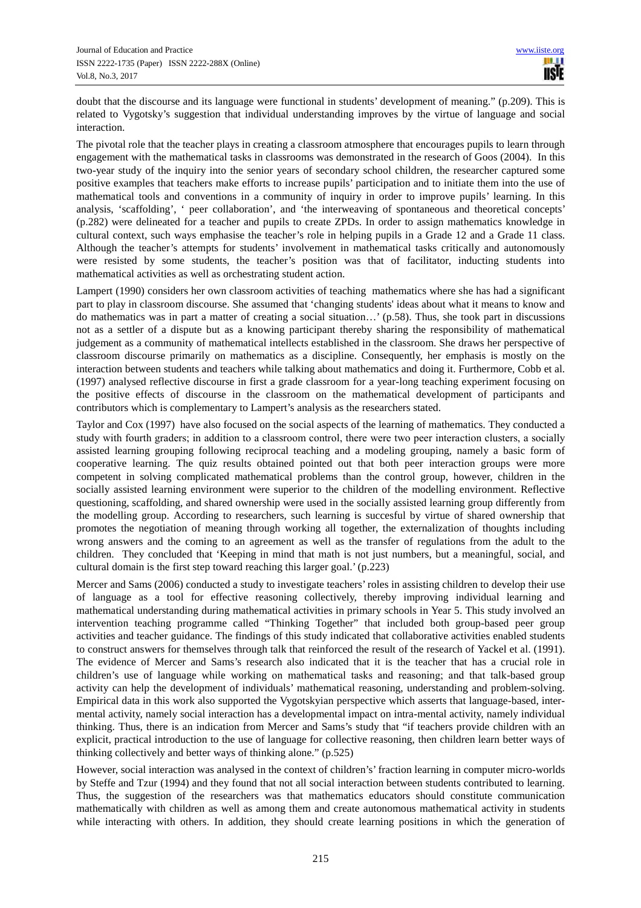doubt that the discourse and its language were functional in students' development of meaning." (p.209). This is related to Vygotsky's suggestion that individual understanding improves by the virtue of language and social interaction.

The pivotal role that the teacher plays in creating a classroom atmosphere that encourages pupils to learn through engagement with the mathematical tasks in classrooms was demonstrated in the research of Goos (2004). In this two-year study of the inquiry into the senior years of secondary school children, the researcher captured some positive examples that teachers make efforts to increase pupils' participation and to initiate them into the use of mathematical tools and conventions in a community of inquiry in order to improve pupils' learning. In this analysis, 'scaffolding', ' peer collaboration', and 'the interweaving of spontaneous and theoretical concepts' (p.282) were delineated for a teacher and pupils to create ZPDs. In order to assign mathematics knowledge in cultural context, such ways emphasise the teacher's role in helping pupils in a Grade 12 and a Grade 11 class. Although the teacher's attempts for students' involvement in mathematical tasks critically and autonomously were resisted by some students, the teacher's position was that of facilitator, inducting students into mathematical activities as well as orchestrating student action.

Lampert (1990) considers her own classroom activities of teaching mathematics where she has had a significant part to play in classroom discourse. She assumed that 'changing students' ideas about what it means to know and do mathematics was in part a matter of creating a social situation…' (p.58). Thus, she took part in discussions not as a settler of a dispute but as a knowing participant thereby sharing the responsibility of mathematical judgement as a community of mathematical intellects established in the classroom. She draws her perspective of classroom discourse primarily on mathematics as a discipline. Consequently, her emphasis is mostly on the interaction between students and teachers while talking about mathematics and doing it. Furthermore, Cobb et al. (1997) analysed reflective discourse in first a grade classroom for a year-long teaching experiment focusing on the positive effects of discourse in the classroom on the mathematical development of participants and contributors which is complementary to Lampert's analysis as the researchers stated.

Taylor and Cox (1997) have also focused on the social aspects of the learning of mathematics. They conducted a study with fourth graders; in addition to a classroom control, there were two peer interaction clusters, a socially assisted learning grouping following reciprocal teaching and a modeling grouping, namely a basic form of cooperative learning. The quiz results obtained pointed out that both peer interaction groups were more competent in solving complicated mathematical problems than the control group, however, children in the socially assisted learning environment were superior to the children of the modelling environment. Reflective questioning, scaffolding, and shared ownership were used in the socially assisted learning group differently from the modelling group. According to researchers, such learning is succesful by virtue of shared ownership that promotes the negotiation of meaning through working all together, the externalization of thoughts including wrong answers and the coming to an agreement as well as the transfer of regulations from the adult to the children. They concluded that 'Keeping in mind that math is not just numbers, but a meaningful, social, and cultural domain is the first step toward reaching this larger goal.' (p.223)

Mercer and Sams (2006) conducted a study to investigate teachers' roles in assisting children to develop their use of language as a tool for effective reasoning collectively, thereby improving individual learning and mathematical understanding during mathematical activities in primary schools in Year 5. This study involved an intervention teaching programme called "Thinking Together" that included both group-based peer group activities and teacher guidance. The findings of this study indicated that collaborative activities enabled students to construct answers for themselves through talk that reinforced the result of the research of Yackel et al. (1991). The evidence of Mercer and Sams's research also indicated that it is the teacher that has a crucial role in children's use of language while working on mathematical tasks and reasoning; and that talk-based group activity can help the development of individuals' mathematical reasoning, understanding and problem-solving. Empirical data in this work also supported the Vygotskyian perspective which asserts that language-based, inter-mental activity, namely social interaction has a developmental impact on intra-mental activity, namely individual thinking. Thus, there is an indication from Mercer and Sams's study that "if teachers provide children with an explicit, practical introduction to the use of language for collective reasoning, then children learn better ways of thinking collectively and better ways of thinking alone." (p.525)

However, social interaction was analysed in the context of children's' fraction learning in computer micro-worlds by Steffe and Tzur (1994) and they found that not all social interaction between students contributed to learning. Thus, the suggestion of the researchers was that mathematics educators should constitute communication mathematically with children as well as among them and create autonomous mathematical activity in students while interacting with others. In addition, they should create learning positions in which the generation of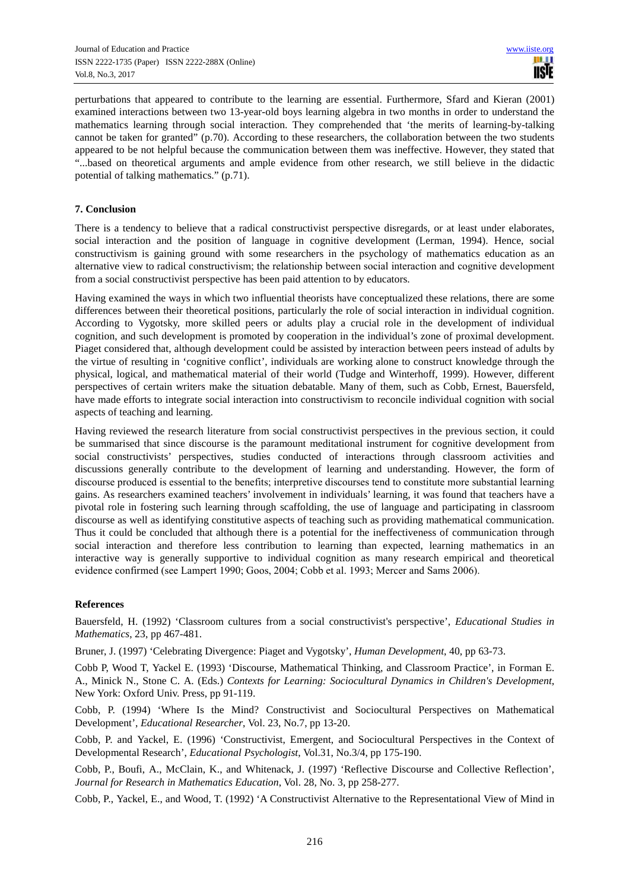perturbations that appeared to contribute to the learning are essential. Furthermore, Sfard and Kieran (2001) examined interactions between two 13-year-old boys learning algebra in two months in order to understand the mathematics learning through social interaction. They comprehended that 'the merits of learning-by-talking cannot be taken for granted" (p.70). According to these researchers, the collaboration between the two students appeared to be not helpful because the communication between them was ineffective. However, they stated that "...based on theoretical arguments and ample evidence from other research, we still believe in the didactic potential of talking mathematics." (p.71).

## 7. Conclusion

There is a tendency to believe that a radical constructivist perspective disregards, or at least under elaborates, social interaction and the position of language in cognitive development (Lerman, 1994). Hence, social constructivism is gaining ground with some researchers in the psychology of mathematics education as an alternative view to radical constructivism; the relationship between social interaction and cognitive development from a social constructivist perspective has been paid attention to by educators.

Having examined the ways in which two influential theorists have conceptualized these relations, there are some differences between their theoretical positions, particularly the role of social interaction in individual cognition. According to Vygotsky, more skilled peers or adults play a crucial role in the development of individual cognition, and such development is promoted by cooperation in the individual's zone of proximal development. Piaget considered that, although development could be assisted by interaction between peers instead of adults by the virtue of resulting in 'cognitive conflict', individuals are working alone to construct knowledge through the physical, logical, and mathematical material of their world (Tudge and Winterhoff, 1999). However, different perspectives of certain writers make the situation debatable. Many of them, such as Cobb, Ernest, Bauersfeld, have made efforts to integrate social interaction into constructivism to reconcile individual cognition with social aspects of teaching and learning.

Having reviewed the research literature from social constructivist perspectives in the previous section, it could be summarised that since discourse is the paramount meditational instrument for cognitive development from social constructivists' perspectives, studies conducted of interactions through classroom activities and discussions generally contribute to the development of learning and understanding. However, the form of discourse produced is essential to the benefits; interpretive discourses tend to constitute more substantial learning gains. As researchers examined teachers' involvement in individuals' learning, it was found that teachers have a pivotal role in fostering such learning through scaffolding, the use of language and participating in classroom discourse as well as identifying constitutive aspects of teaching such as providing mathematical communication. Thus it could be concluded that although there is a potential for the ineffectiveness of communication through social interaction and therefore less contribution to learning than expected, learning mathematics in an interactive way is generally supportive to individual cognition as many research empirical and theoretical evidence confirmed (see Lampert 1990; Goos, 2004; Cobb et al. 1993; Mercer and Sams 2006).

## References

Bauersfeld, H. (1992) 'Classroom cultures from a social constructivist's perspective', *Educational Studies in Mathematics*, 23, pp 467-481.

Bruner, J. (1997) 'Celebrating Divergence: Piaget and Vygotsky', *Human Development*, 40, pp 63-73.

Cobb P, Wood T, Yackel E. (1993) 'Discourse, Mathematical Thinking, and Classroom Practice', in Forman E. A., Minick N., Stone C. A. (Eds.) *Contexts for Learning: Sociocultural Dynamics in Children's Development*, New York: Oxford Univ. Press, pp 91-119.

Cobb, P. (1994) 'Where Is the Mind? Constructivist and Sociocultural Perspectives on Mathematical Development', *Educational Researcher*, Vol. 23, No.7, pp 13-20.

Cobb, P. and Yackel, E. (1996) 'Constructivist, Emergent, and Sociocultural Perspectives in the Context of Developmental Research', *Educational Psychologist*, Vol.31, No.3/4, pp 175-190.

Cobb, P., Boufi, A., McClain, K., and Whitenack, J. (1997) 'Reflective Discourse and Collective Reflection', *Journal for Research in Mathematics Education*, Vol. 28, No. 3, pp 258-277.

Cobb, P., Yackel, E., and Wood, T. (1992) 'A Constructivist Alternative to the Representational View of Mind in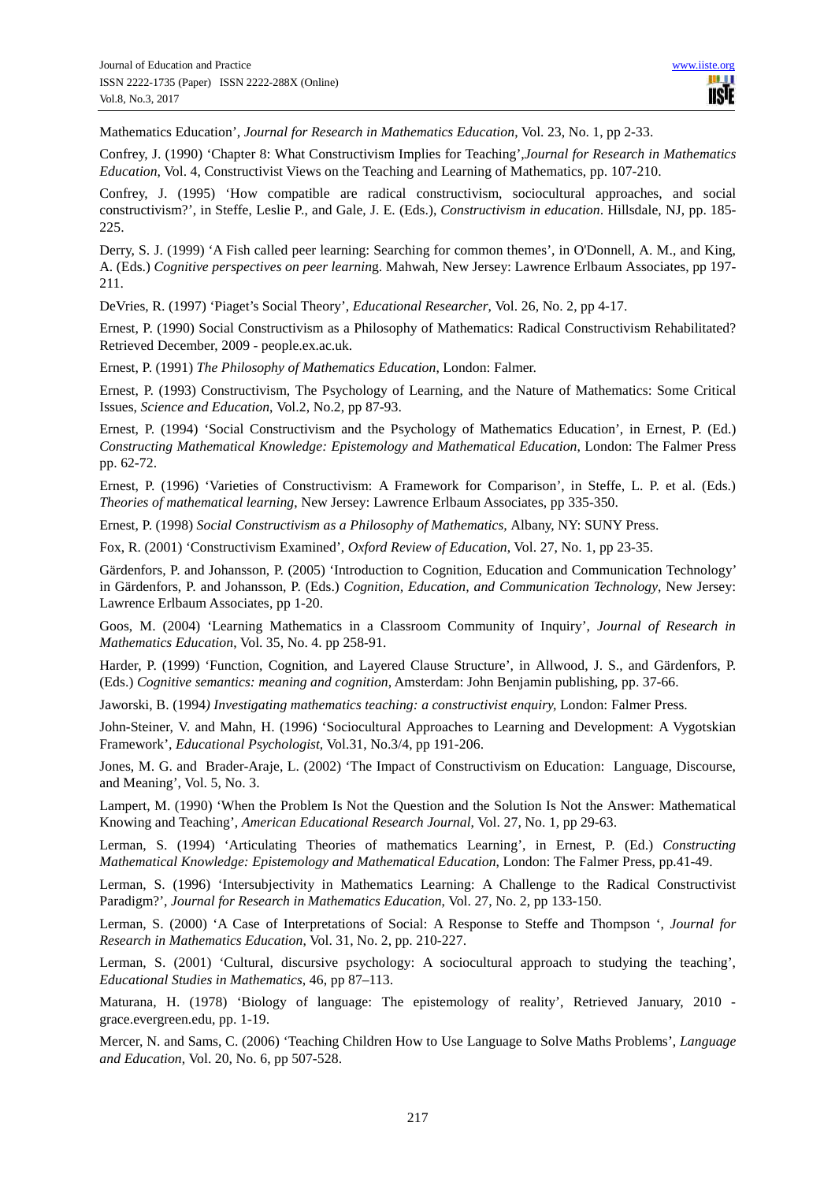Mathematics Education', *Journal for Research in Mathematics Education*, Vol. 23, No. 1, pp 2-33.

Confrey, J. (1990) 'Chapter 8: What Constructivism Implies for Teaching',*Journal for Research in Mathematics Education*, Vol. 4, Constructivist Views on the Teaching and Learning of Mathematics, pp. 107-210.

Confrey, J. (1995) 'How compatible are radical constructivism, sociocultural approaches, and social constructivism?', in Steffe, Leslie P., and Gale, J. E. (Eds.), *Constructivism in education*. Hillsdale, NJ, pp. 185-225.

Derry, S. J. (1999) 'A Fish called peer learning: Searching for common themes', in O'Donnell, A. M., and King, A. (Eds.) *Cognitive perspectives on peer learning*. Mahwah, New Jersey: Lawrence Erlbaum Associates, pp 197-211.

DeVries, R. (1997) 'Piaget's Social Theory', *Educational Researcher*, Vol. 26, No. 2, pp 4-17.

Ernest, P. (1990) Social Constructivism as a Philosophy of Mathematics: Radical Constructivism Rehabilitated? Retrieved December, 2009 - people.ex.ac.uk.

Ernest, P. (1991) *The Philosophy of Mathematics Education*, London: Falmer.

Ernest, P. (1993) Constructivism, The Psychology of Learning, and the Nature of Mathematics: Some Critical Issues, *Science and Education*, Vol.2, No.2, pp 87-93.

Ernest, P. (1994) 'Social Constructivism and the Psychology of Mathematics Education', in Ernest, P. (Ed.) *Constructing Mathematical Knowledge: Epistemology and Mathematical Education*, London: The Falmer Press pp. 62-72.

Ernest, P. (1996) 'Varieties of Constructivism: A Framework for Comparison', in Steffe, L. P. et al. (Eds.) *Theories of mathematical learning*, New Jersey: Lawrence Erlbaum Associates, pp 335-350.

Ernest, P. (1998) *Social Constructivism as a Philosophy of Mathematics*, Albany, NY: SUNY Press.

Fox, R. (2001) 'Constructivism Examined', *Oxford Review of Education*, Vol. 27, No. 1, pp 23-35.

Gärdenfors, P. and Johansson, P. (2005) 'Introduction to Cognition, Education and Communication Technology' in Gärdenfors, P. and Johansson, P. (Eds.) *Cognition, Education, and Communication Technology*, New Jersey: Lawrence Erlbaum Associates, pp 1-20.

Goos, M. (2004) 'Learning Mathematics in a Classroom Community of Inquiry', *Journal of Research in Mathematics Education*, Vol. 35, No. 4. pp 258-91.

Harder, P. (1999) 'Function, Cognition, and Layered Clause Structure', in Allwood, J. S., and Gärdenfors, P. (Eds.) *Cognitive semantics: meaning and cognition*, Amsterdam: John Benjamin publishing, pp. 37-66.

Jaworski, B. (1994) *Investigating mathematics teaching: a constructivist enquiry*, London: Falmer Press.

John-Steiner, V. and Mahn, H. (1996) 'Sociocultural Approaches to Learning and Development: A Vygotskian Framework', *Educational Psychologist*, Vol.31, No.3/4, pp 191-206.

Jones, M. G. and Brader-Araje, L. (2002) 'The Impact of Constructivism on Education: Language, Discourse, and Meaning', Vol. 5, No. 3.

Lampert, M. (1990) 'When the Problem Is Not the Question and the Solution Is Not the Answer: Mathematical Knowing and Teaching', *American Educational Research Journal*, Vol. 27, No. 1, pp 29-63.

Lerman, S. (1994) 'Articulating Theories of mathematics Learning', in Ernest, P. (Ed.) *Constructing Mathematical Knowledge: Epistemology and Mathematical Education*, London: The Falmer Press, pp.41-49.

Lerman, S. (1996) 'Intersubjectivity in Mathematics Learning: A Challenge to the Radical Constructivist Paradigm?', *Journal for Research in Mathematics Education*, Vol. 27, No. 2, pp 133-150.

Lerman, S. (2000) 'A Case of Interpretations of Social: A Response to Steffe and Thompson ', *Journal for Research in Mathematics Education*, Vol. 31, No. 2, pp. 210-227.

Lerman, S. (2001) 'Cultural, discursive psychology: A sociocultural approach to studying the teaching', *Educational Studies in Mathematics*, 46, pp 87–113.

Maturana, H. (1978) 'Biology of language: The epistemology of reality', Retrieved January, 2010 - grace.evergreen.edu, pp. 1-19.

Mercer, N. and Sams, C. (2006) 'Teaching Children How to Use Language to Solve Maths Problems', *Language and Education*, Vol. 20, No. 6, pp 507-528.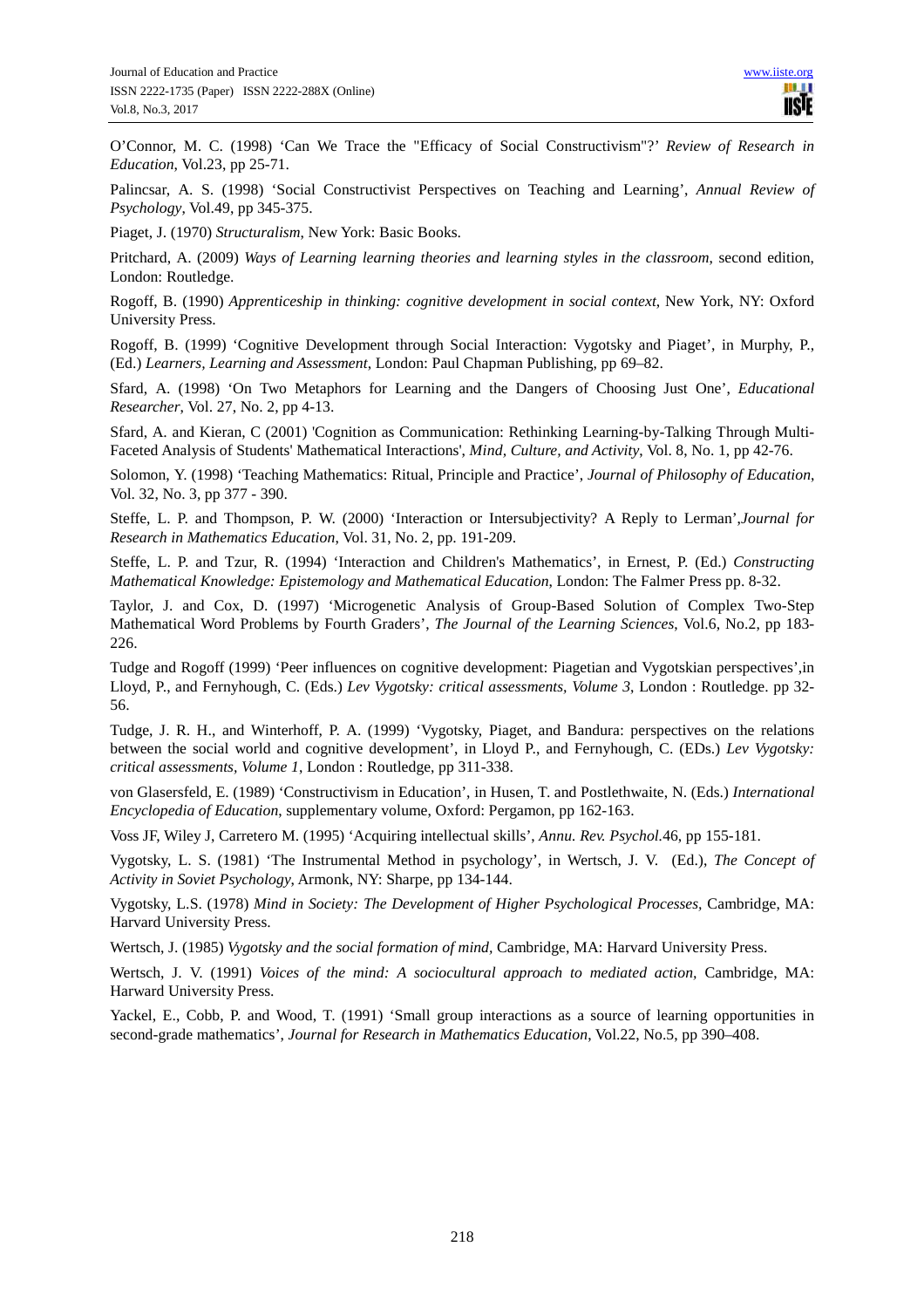O'Connor, M. C. (1998) 'Can We Trace the "Efficacy of Social Constructivism"?' *Review of Research in Education*, Vol.23, pp 25-71.

Palincsar, A. S. (1998) 'Social Constructivist Perspectives on Teaching and Learning', *Annual Review of Psychology*, Vol.49, pp 345-375.

Piaget, J. (1970) *Structuralism*, New York: Basic Books.

Pritchard, A. (2009) *Ways of Learning learning theories and learning styles in the classroom*, second edition, London: Routledge.

Rogoff, B. (1990) *Apprenticeship in thinking: cognitive development in social context*, New York, NY: Oxford University Press.

Rogoff, B. (1999) 'Cognitive Development through Social Interaction: Vygotsky and Piaget', in Murphy, P., (Ed.) *Learners, Learning and Assessment*, London: Paul Chapman Publishing, pp 69–82.

Sfard, A. (1998) 'On Two Metaphors for Learning and the Dangers of Choosing Just One', *Educational Researcher*, Vol. 27, No. 2, pp 4-13.

Sfard, A. and Kieran, C (2001) 'Cognition as Communication: Rethinking Learning-by-Talking Through Multi-Faceted Analysis of Students' Mathematical Interactions', *Mind, Culture, and Activity*, Vol. 8, No. 1, pp 42-76.

Solomon, Y. (1998) 'Teaching Mathematics: Ritual, Principle and Practice', *Journal of Philosophy of Education*, Vol. 32, No. 3, pp 377 - 390.

Steffe, L. P. and Thompson, P. W. (2000) 'Interaction or Intersubjectivity? A Reply to Lerman',*Journal for Research in Mathematics Education*, Vol. 31, No. 2, pp. 191-209.

Steffe, L. P. and Tzur, R. (1994) 'Interaction and Children's Mathematics', in Ernest, P. (Ed.) *Constructing Mathematical Knowledge: Epistemology and Mathematical Education*, London: The Falmer Press pp. 8-32.

Taylor, J. and Cox, D. (1997) 'Microgenetic Analysis of Group-Based Solution of Complex Two-Step Mathematical Word Problems by Fourth Graders', *The Journal of the Learning Sciences*, Vol.6, No.2, pp 183-226.

Tudge and Rogoff (1999) 'Peer influences on cognitive development: Piagetian and Vygotskian perspectives',in Lloyd, P., and Fernyhough, C. (Eds.) *Lev Vygotsky: critical assessments, Volume 3*, London : Routledge. pp 32-56.

Tudge, J. R. H., and Winterhoff, P. A. (1999) 'Vygotsky, Piaget, and Bandura: perspectives on the relations between the social world and cognitive development', in Lloyd P., and Fernyhough, C. (EDs.) *Lev Vygotsky: critical assessments, Volume 1*, London : Routledge, pp 311-338.

von Glasersfeld, E. (1989) 'Constructivism in Education', in Husen, T. and Postlethwaite, N. (Eds.) *International Encyclopedia of Education*, supplementary volume, Oxford: Pergamon, pp 162-163.

Voss JF, Wiley J, Carretero M. (1995) 'Acquiring intellectual skills', *Annu. Rev. Psychol.*46, pp 155-181.

Vygotsky, L. S. (1981) 'The Instrumental Method in psychology', in Wertsch, J. V. (Ed.), *The Concept of Activity in Soviet Psychology*, Armonk, NY: Sharpe, pp 134-144.

Vygotsky, L.S. (1978) *Mind in Society: The Development of Higher Psychological Processes*, Cambridge, MA: Harvard University Press.

Wertsch, J. (1985) *Vygotsky and the social formation of mind*, Cambridge, MA: Harvard University Press.

Wertsch, J. V. (1991) *Voices of the mind: A sociocultural approach to mediated action*, Cambridge, MA: Harward University Press.

Yackel, E., Cobb, P. and Wood, T. (1991) 'Small group interactions as a source of learning opportunities in second-grade mathematics', *Journal for Research in Mathematics Education*, Vol.22, No.5, pp 390–408.